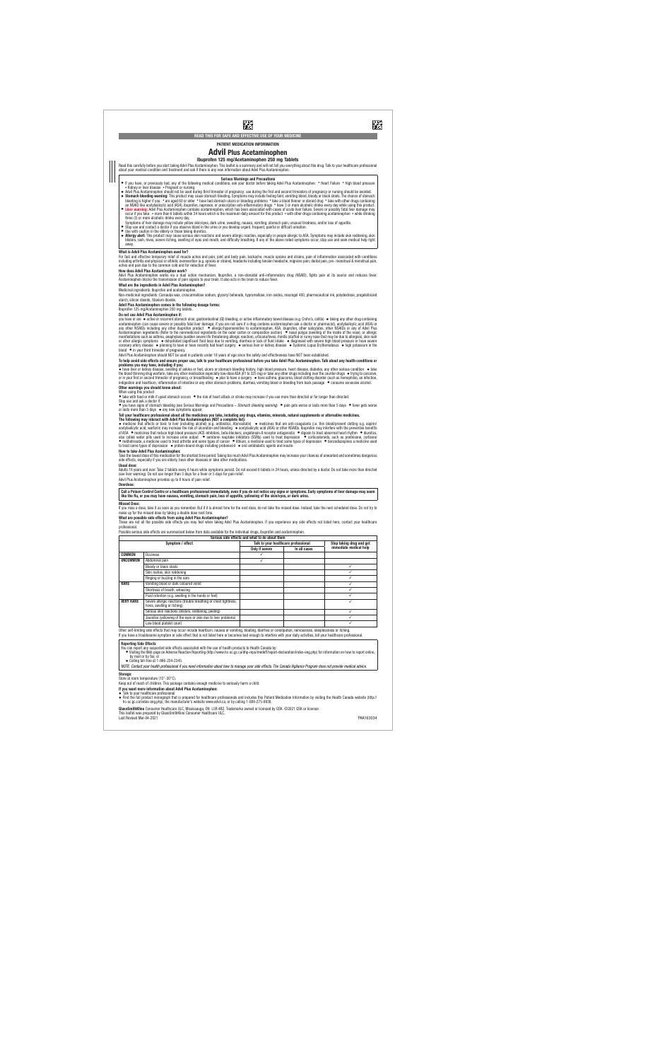READ THIS FOR SAFE AND EFFECTIVE USE OF YOUR MEDICINE

PATIENT MEDICATION INFORMATION

# Advil Plus Acetaminophen

## Ibuprofen 125 mg/Acetaminophen 250 mg Tablets

Read this carefully before you start taking Advil Plus Acetaminophen. This leaflet is a summary and will not tell you everything about this drug. Talk to your healthcare professional about your medical condition and treatment and ask if there is any new information about Advil Plus Acetaminophen.

### Serious Warnings and Precautions

- If you have, or previously had, any of the following medical conditions, ask your doctor before taking Advil Plus Acetaminophen: • Heart Failure • High blood pressure • Kidney or liver disease • Pregnant or nursing.
- Advil Plus Acetaminophen should not be used during third trimester of pregnancy; use during the first and second trimesters of pregnancy or nursing should be avoided.
- **Stomach bleeding warning:** This product may cause stomach bleeding. Symptoms may include feeling faint, vomiting blood, bloody or black stools. The chance of stomach bleeding is higher if you: • are aged 60 or older • have had stomach ulcers or bleeding problems • take a blood thinner or steroid drug • take with other drugs containing an NSAID like acetylsalicylic acid (ASA), ibuprofen, naproxen, or prescription anti-inflammatory drugs • have 3 or more alcoholic drinks every day while using this product.
- **Liver warning:** Advil Plus Acetaminophen contains acetaminophen, which has been associated with cases of acute liver failure. Severe or possibly fatal liver damage may occur if you take: • more than 6 tablets within 24 hours which is the maximum daily amount for this product • with other drugs containing acetaminophen • while drinking three (3) or more alcoholic drinks every day.

  Symptoms of liver damage may include yellow skin/eyes, dark urine, sweating, nausea, vomiting, stomach pain, unusual tiredness, and/or loss of appetite.
- Stop use and contact a doctor if you observe blood in the urine or you develop urgent, frequent, painful or difficult urination.
- Use with caution in the elderly or those taking diuretics.
- **Allergy alert:** This product may cause serious skin reactions and serious allergic reaction, especially in people allergic to ASA. Symptoms may include skin reddening, skin blisters, rash, hives, severe itching, swelling of eyes and mouth, and difficulty breathing. If any of the above noted symptoms occur, stop use and seek medical help right away.

### What is Advil Plus Acetaminophen used for?

For fast and effective temporary relief of muscle aches and pain, joint and body pain, backache, muscle sprains and strains, pain of inflammation associated with conditions including arthritis and physical or athletic overexertion (e.g. sprains or strains), headache including tension headache, migraine pain, dental pain, pre- menstrual & menstrual pain, aches and pain due to the common cold and for reduction of fever.

### How does Advil Plus Acetaminophen work?

Advil Plus Acetaminophen works via a dual action mechanism. Ibuprofen, a non-steroidal anti-inflammatory drug (NSAID), fights pain at its source and reduces fever. Acetaminophen blocks the transmission of pain signals to your brain. It also acts in the brain to reduce fever.

### What are the ingredients in Advil Plus Acetaminophen?

Medicinal ingredients: Ibuprofen and acetaminophen.

Non-medicinal ingredients: Carnauba wax, croscarmellose sodium, glyceryl behenate, hypromellose, iron oxides, macrogol 400, pharmaceutical ink, polydextrose, pregelatinized starch, silicon dioxide, titanium dioxide.

### Advil Plus Acetaminophen comes in the following dosage forms:

Ibuprofen 125 mg/Acetaminophen 250 mg tablets.

### Do not use Advil Plus Acetaminophen if:

you have or are: • active or recurrent stomach ulcer, gastrointestinal (GI) bleeding, or active inflammatory bowel disease (e.g. Crohn's, colitis) • taking any other drug containing acetaminophen (can cause severe or possibly fatal liver damage; if you are not sure if a drug contains acetaminophen ask a doctor or pharmacist), acetylsalicylic acid (ASA) or any other NSAIDs including any other ibuprofen product • allergic/hypersensitive to acetaminophen, ASA, ibuprofen, other salicylates, other NSAIDs or any of Advil Plus Acetaminophen ingredients (Refer to the nonmedicinal ingredients on the outer carton or composition section) • nasal polyps (swelling of the inside of the nose), or allergic manifestations such as asthma, anaphylaxis (sudden severe life threatening allergic reaction), urticaria/hives, rhinitis (stuffed or runny nose that may be due to allergies), skin rash or other allergic symptoms • dehydrated (significant fluid loss) due to vomiting, diarrhea or lack of fluid intake • diagnosed with severe high blood pressure or have severe coronary artery disease • planning to have or have recently had heart surgery • serious liver or kidney disease • Systemic Lupus Erythematosus • high potassium in the blood • in your third trimester of pregnancy.

Advil Plus Acetaminophen should NOT be used in patients under 18 years of age since the safety and effectiveness have NOT been established.

### To help avoid side effects and ensure proper use, talk to your healthcare professional before you take Advil Plus Acetaminophen. Talk about any health conditions or problems you may have, including if you:

• have liver or kidney disease, swelling of ankles or feet, ulcers or stomach bleeding history, high blood pressure, heart disease, diabetes, any other serious condition • take the blood thinning drug warfarin, take any other medication especially low-dose ASA (81 to 325 mg) or take any other drugs including over the counter drugs • trying to conceive, or in your first or second trimester of pregnancy, or breastfeeding • plan to have a surgery • have asthma, glaucoma, blood clotting disorder (such as hemophilia), an infection, indigestion and heartburn, inflammation of intestine or any other stomach problems, diarrhea, vomiting blood or bleeding from back passage • consume excessive alcohol.

### Other warnings you should know about:

When using this product

• take with food or milk if upset stomach occurs • the risk of heart attack or stroke may increase if you use more than directed or for longer than directed.

Stop use and ask a doctor if:

• you have signs of stomach bleeding (see Serious Warnings and Precautions – *Stomach bleeding warning*) • pain gets worse or lasts more than 5 days • fever gets worse or lasts more than 3 days • any new symptoms appear.

### Tell your healthcare professional about all the medicines you take, including any drugs, vitamins, minerals, natural supplements or alternative medicines.

### The following may interact with Advil Plus Acetaminophen (NOT a complete list):

• medicine that affects or toxic to liver (including alcohol) (e.g. antibiotics, rifampicin) • medicines that are anti-coagulants (i.e. thin blood/prevent clotting e.g. aspirin/acetylsalicylic acid, warfarin) may increase the risk of ulceration and bleeding • acetylsalicylic acid (ASA) or other NSAIDs. Ibuprofen may interfere with the preventive benefits of ASA • medicines that reduce high blood pressure (ACE-inhibitors, beta-blockers, angiotensin-II receptor antagonists) • digoxin to treat abnormal heart rhythm • diuretics, also called water pills used to increase urine output • serotonin reuptake inhibitors (SSRIs) used to treat depression • corticosteroids, such as prednisone, cortisone • methotrexate, a medicine used to treat arthritis and some types of cancer • lithium, a medicine used to treat some types of depression • benzodiazepines a medicine used to treat some types of depression • probenecid and/or probenecid • oral antidiabetic agents and insulin.

### How to take Advil Plus Acetaminophen:

Take the lowest dose of this medication for the shortest time period. Taking too much Advil Plus Acetaminophen may increase your chances of unwanted and sometimes dangerous side effects, especially if you are elderly, have other diseases or take other medications.

### Usual dose:

Adults 18 years and over: Take 2 tablets every 8 hours while symptoms persist. Do not exceed 6 tablets in 24 hours, unless directed by a doctor. Do not take more than directed (see liver warning). Do not take longer than 3 days for a fever or 5 days for pain relief.

Advil Plus Acetaminophen provides up to 8 hours of pain relief.

### Overdose:

**Call a Poison Control Centre or a healthcare professional immediately, even if you do not notice any signs or symptoms. Early symptoms of liver damage may seem like the flu, or you may have nausea, vomiting, stomach pain, loss of appetite, yellowing of the skin/eyes, or dark urine.**

### Missed Dose:

If you miss a dose, take it as soon as you remember. But if it is almost time for the next dose, do not take the missed dose. Instead, take the next scheduled dose. Do not try to make up for the missed dose by taking a double dose next time.

### What are possible side effects from using Advil Plus Acetaminophen?

These are not all the possible side effects you may feel when taking Advil Plus Acetaminophen. If you experience any side effects not listed here, contact your healthcare professional.

Possible serious side effects are summarized below from data available for the individual drugs, ibuprofen and acetaminophen.

| Serious side effects and what to do about them | | | | |
|---|---|---|---|---|
| | Symptom / effect | Talk to your healthcare professional | | Stop taking drug and get immediate medical help |
| | | Only if severe | In all cases | |
| **COMMON** | Dizziness | ✓ | | |
| **UNCOMMON** | Abdominal pain | ✓ | | |
| | Bloody or black stools | | | ✓ |
| | Skin rashes, skin reddening | | | ✓ |
| | Ringing or buzzing in the ears | | | ✓ |
| **RARE** | Vomiting blood or dark coloured vomit | | | ✓ |
| | Shortness of breath, wheezing | | | ✓ |
| | Fluid retention (e.g. swelling in the hands or feet) | | | ✓ |
| **VERY RARE** | Severe allergic reactions (trouble breathing or chest tightness, hives, swelling or itching) | | | ✓ |
| | Serious skin reactions (blisters, reddening, peeling) | | | ✓ |
| | Jaundice (yellowing of the eyes or skin due to liver problems) | | | ✓ |
| | Low blood platelet count | | | ✓ |

Other self-limiting side effects that may occur include heartburn, nausea or vomiting, bloating, diarrhea or constipation, nervousness, sleeplessness or itching.

If you have a troublesome symptom or side effect that is not listed here or becomes bad enough to interfere with your daily activities, tell your healthcare professional.

### Reporting Side Effects

You can report any suspected side effects associated with the use of health products to Health Canada by:

- Visiting the Web page on Adverse Reaction Reporting (http://www.hc-sc.gc.ca/dhp-mps/medeff/report-declaration/index-eng.php) for information on how to report online, by mail or by fax; or
- Calling toll-free at 1-866-234-2345.

*NOTE: Contact your health professional if you need information about how to manage your side effects. The Canada Vigilance Program does not provide medical advice.*

### Storage:

Store at room temperature (15°-30°C).

Keep out of reach of children. This package contains enough medicine to seriously harm a child.

### If you want more information about Advil Plus Acetaminophen:

- Talk to your healthcare professional
- Find the full product monograph that is prepared for healthcare professionals and includes this Patient Medication Information by visiting the Health Canada website (http://hc-sc.gc.ca/index-eng.php); the manufacturer's website www.advil.ca, or by calling 1-888-275-8938.

**GlaxoSmithKline** Consumer Healthcare ULC, Mississauga, ON L5R 4B2. Trademarks owned or licensed by GSK. ©2021 GSK or licensor.

This leaflet was prepared by GlaxoSmithKline Consumer Healthcare ULC.

Last Revised: Mar-04-2021

PAA163034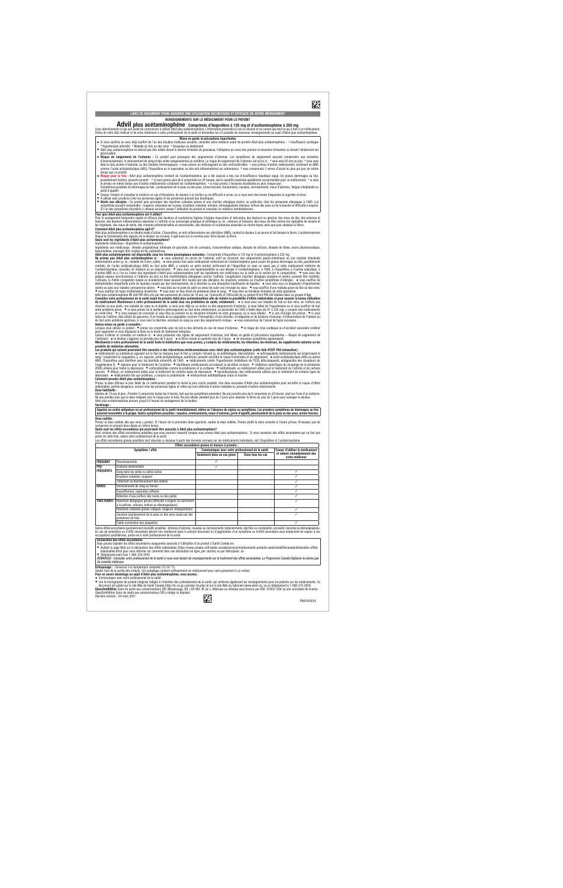**LISEZ CE DOCUMENT POUR ASSURER UNE UTILISATION SÉCURITAIRE ET EFFICACE DE VOTRE MÉDICAMENT**

**RENSEIGNEMENTS SUR LE MÉDICAMENT POUR LE PATIENT**

# Advil plus acétaminophène Comprimés d'ibuprofène à 125 mg et d'acétaminophène à 250 mg

Lisez attentivement ce qui suit avant de commencer à utiliser Advil plus acétaminophène. L'information présentée ici est un résumé et ne couvre pas tout ce qui a trait à ce médicament. Parlez de votre état médical et de votre traitement à votre professionnel de la santé et demandez-lui s'il possède de nouveaux renseignements au sujet d'Advil plus acétaminophène.

**Mises en garde et précautions importantes**

- Si vous souffrez ou avez déjà souffert de l'un des troubles médicaux suivants, consultez votre médecin avant de prendre Advil plus acétaminophène : • Insuffisance cardiaque • Hypertension artérielle • Maladie du foie ou des reins • Grossesse ou allaitement
- Advil plus acétaminophène ne devrait pas être utilisé durant le dernier trimestre de grossesse; l'utilisation au cours des premier et deuxième trimestres ou durant l'allaitement est déconseillée.
- **Risque de saignement de l'estomac :** Ce produit peut provoquer des saignements d'estomac. Les symptômes de saignement peuvent comprendre une sensation d'évanouissement, le vomissement de sang et des selles sanguinolentes ou noirâtres. Le risque de saignement de l'estomac est accru si : • vous avez 60 ans ou plus • vous avez déjà eu des ulcères d'estomac ou des troubles hémorragiques • vous prenez un anticoagulant ou des corticostéroïdes • vous prenez d'autres médicaments contenant un AINS comme l'acide acétylsalicylique (AAS), l'ibuprofène ou le naproxène, ou des anti-inflammatoires sur ordonnance • vous consommez 3 verres d'alcool ou plus par jour en même temps que ce produit.
- **Risque pour le foie :** Advil plus acétaminophène contient de l'acétaminophène, qui a été associé à des cas d'insuffisance hépatique aiguë. De graves dommages au foie, possiblement mortels, peuvent survenir : • si vous prenez plus de 6 comprimés en 24 heures, soit la quantité maximale quotidienne recommandée pour ce médicament; • si vous le prenez en même temps que d'autres médicaments contenant de l'acétaminophène; • si vous prenez 3 boissons alcoolisées ou plus chaque jour. Symptômes possibles de dommages au foie : jaunissement de la peau ou des yeux, urines foncées, transpiration, nausées, vomissements, maux d'estomac, fatigue inhabituelle ou perte d'appétit.
- Cessez l'emploi et consultez le médecin en cas d'hématurie, de douleur à la miction ou de difficulté à uriner, ou si vous avez des envies fréquentes et urgentes d'uriner.
- À utiliser avec prudence chez les personnes âgées et les personnes prenant des diurétiques.
- **Alerte aux allergies :** Ce produit peut provoquer des réactions cutanées graves et une réaction allergique sévère, en particulier chez les personnes allergiques à l'AAS. Les symptômes peuvent comprendre : rougeurs, ampoules sur la peau, éruptions cutanées, urticaire, démangeaisons intenses, enflure des yeux ou de la bouche et difficulté à respirer. Si l'un des symptômes énumérés ci-dessus survient, cessez l'utilisation du produit et consultez un médecin immédiatement.

**Pour quoi Advil plus acétaminophène est-il utilisé?**

Pour le soulagement temporaire rapide et efficace des douleurs et courbatures légères d'origine musculaire et articulaire, des douleurs en général, des maux de dos, des entorses et foulures, des douleurs inflammatoires associées à l'arthrite et au surmenage physique et athlétique (p. ex., entorses et foulures), des maux de tête comme les céphalées de tension et les migraines, des maux de dents, des crampes prémenstruelles et menstruelles, des douleurs et courbatures associées au rhume banal, ainsi que pour abaisser la fièvre.

**Comment Advil plus acétaminophène agit-il?**

Advil plus acétaminophène a un double mode d'action. L'ibuprofène, un anti-inflammatoire non stéroïdien (AINS), combat la douleur à sa source et fait baisser la fièvre. L'acétaminophène bloque la transmission des signaux de la douleur au cerveau. Il agit aussi sur le cerveau pour faire baisser la fièvre.

**Quels sont les ingrédients d'Advil plus acétaminophène?**

Ingrédients médicinaux : Ibuprofène et acétaminophène.

Ingrédients non médicinaux : Amidon prégélatinisé, béhénate de glycéryle, cire de carnauba, croscarmellose sodique, dioxyde de silicium, dioxyde de titane, encre pharmaceutique, hypromellose, macrogol 400, oxydes de fer, polydextrose.

**Advil plus acétaminophène est disponible sous les formes posologiques suivantes :** Comprimés d'ibuprofène à 125 mg et d'acétaminophène à 250 mg

**Ne prenez pas Advil plus acétaminophène si :** • vous présentez un ulcère de l'estomac actif ou récurrent, des saignements gastro-intestinaux ou une maladie intestinale inflammatoire active (p. ex., maladie de Crohn, colite); • vous prenez tout autre médicament renfermant de l'acétaminophène (peut causer de graves dommages au foie, possiblement mortels), de l'acide acétylsalicylique (AAS) ou tout autre AINS, y compris un autre produit renfermant de l'ibuprofène (si vous ne savez pas si votre médicament renferme de l'acétaminophène, consultez un médecin ou un pharmacien); • vous avez une hypersensibilité ou une allergie à l'acétaminophène, à l'AAS, à l'ibuprofène, à d'autres salicylates, à d'autres AINS ou à l'un ou l'autre des ingrédients d'Advil plus acétaminophène (voir les ingrédients non médicinaux sur la boîte ou la section sur la composition); • vous avez des polypes nasaux (excroissances à l'intérieur du nez) ou des manifestations allergiques comme l'asthme, l'anaphylaxie (réaction allergique soudaine et sévère, pouvant être mortelle), l'urticaire, la rhinite (congestion nasale ou écoulement nasal pouvant être causés par des allergies), les éruptions cutanées ou d'autres symptômes d'allergie; • vous souffrez de déshydratation (importante perte de liquides) causée par des vomissements, de la diarrhée ou une absorption insuffisante de liquides; • vous avez reçu un diagnostic d'hypertension sévère ou avez une maladie coronarienne sévère; • vous êtes sur le point de subir ou venez de subir une chirurgie du cœur; • vous souffrez d'une maladie grave du foie ou des reins; • vous souffrez de lupus érythémateux disséminé; • vous avez un taux élevé de potassium dans le sang; • vous êtes au troisième trimestre de votre grossesse.

Advil plus acétaminophène NE doit PAS être pris par des personnes de moins de 18 ans, car l'innocuité et l'efficacité de ce produit N'ont PAS été établies dans ce groupe d'âge.

**Consultez votre professionnel de la santé avant de prendre Advil plus acétaminophène afin de réduire la possibilité d'effets indésirables et pour assurer la bonne utilisation du médicament. Mentionnez à votre professionnel de la santé tous vos problèmes de santé, notamment :** • si vous avez une maladie du foie ou des reins, de l'enflure aux chevilles ou aux pieds, une maladie du cœur ou le diabète, si vous avez déjà eu un ulcère ou des saignements d'estomac, si vous souffrez de l'hypertension ou si vous souffrez de tout autre problème grave; • si vous prenez de la warfarine (anticoagulant) ou tout autre médicament, en particulier de l'AAS à faible dose (de 81 à 325 mg), y compris des médicaments en vente libre; • si vous essayez de concevoir, si vous êtes au premier ou au deuxième trimestre de votre grossesse, ou si vous allaitez; • si vous êtes enceinte; • si vous faites de l'asthme, êtes atteint de glaucome, d'un trouble de la coagulation (comme l'hémophilie), d'une infection, d'indigestion et de brûlures d'estomac, d'inflammation de l'intestin ou de tout autre problème gastrique, si vous avez de la diarrhée, vomissez du sang ou avez des saignements rectaux; • vous consommez de l'alcool de façon excessive.

**Autres mises en garde à connaître :**

Lorsque vous utilisez ce produit : • prenez les comprimés avec du lait ou des aliments en cas de maux d'estomac; • le risque de crise cardiaque ou d'accident vasculaire cérébral peut augmenter si vous dépassez la dose ou la durée de traitement indiquées.

Cessez d'utiliser et consultez un médecin si : • vous présentez des signes de saignement d'estomac (voir Mises en garde et précautions importantes – *Risque de saignement de l'estomac*); • la douleur s'aggrave ou persiste plus de 5 jours; • la fièvre monte ou persiste plus de 3 jours; • de nouveaux symptômes apparaissent.

**Mentionnez à votre professionnel de la santé toute la médication que vous prenez, y compris les médicaments, les vitamines, les minéraux, les suppléments naturels ou les produits de médecine alternative.**

**Les produits qui suivent pourraient être associés à des interactions médicamenteuses avec Advil plus acétaminophène (cette liste N'EST PAS exhaustive) :**

• médicaments ou substances agissant sur le foie ou toxiques pour le foie (y compris l'alcool) (p. ex. antibiotiques, anticonvulsivants) • anticoagulants (médicaments qui éclaircissent le sang / empêchent la coagulation; p. ex. aspirine, acide acétylsalicylique, warfarine); peuvent accroître le risque d'ulcération et de saignement • acide acétylsalicylique (AAS) ou autres AINS; l'ibuprofène peut interférer avec les bienfaits préventifs de l'AAS • médicaments contre l'hypertension (inhibiteurs de l'ECA, bêta-bloquants, antagonistes des récepteurs de l'angiotensine II) • digoxine pour le traitement de l'arythmie • diurétiques (médicaments accroissant la sécrétion urinaire) • inhibiteurs spécifiques du recaptage de la sérotonine (ISRS) utilisés pour traiter la dépression • corticostéroïdes comme la prednisone et la cortisone • méthotrexate, un médicament utilisé pour le traitement de l'arthrite et de certains cancers • lithium, un médicament utilisé pour le traitement de certains types de dépression • benzodiazépines, des médicaments utilisés pour le traitement de certains types de dépression • médicaments liés aux problèmes, y compris le probénécide • médicaments antidiabétiques oraux et insuline

**Comment prendre Advil plus acétaminophène :**

Prenez la dose efficace la plus faible de ce médicament pendant la durée la plus courte possible. Une dose excessive d'Advil plus acétaminophène peut accroître le risque d'effets indésirables, parfois dangereux, surtout chez les personnes âgées et celles qui sont atteintes d'autres maladies ou prennent d'autres médicaments.

**Dose habituelle :**

Adultes de 18 ans et plus : Prendre 2 comprimés toutes les 8 heures, tant que les symptômes persistent. Ne pas prendre plus de 6 comprimés en 24 heures, sauf sur l'avis d'un médecin. Ne pas prendre plus que la dose indiquée (voir le risque pour le foie). Ne pas utiliser pendant plus de 3 jours pour abaisser la fièvre ou plus de 5 jours pour soulager la douleur. Advil plus acétaminophène procure jusqu'à 8 heures de soulagement de la douleur.

**Surdosage :**

**Appelez un centre antipoison ou un professionnel de la santé immédiatement, même en l'absence de signes ou symptômes. Les premiers symptômes de dommages au foie peuvent ressembler à la grippe. Autres symptômes possibles : nausées, vomissements, maux d'estomac, perte d'appétit, jaunissement de la peau ou des yeux, urines foncées.**

**Dose oubliée :**

Prenez la dose oubliée dès que vous y pensez. Si l'heure de la prochaine dose approche, sautez la dose oubliée. Prenez plutôt la dose suivante à l'heure prévue. N'essayez pas de compenser en prenant deux doses en même temps.

**Quels sont les effets secondaires qui pourraient être associés à Advil plus acétaminophène?**

Voici certains des effets secondaires possibles que vous pourriez ressentir lorsque vous prenez Advil plus acétaminophène. Si vous ressentez des effets secondaires qui ne font pas partie de cette liste, avisez votre professionnel de la santé.

Les effets secondaires graves possibles sont résumés ci-dessous à partir des données connues sur les médicaments individuels, soit l'ibuprofène et l'acétaminophène.

**Effets secondaires graves et mesure à prendre :**

| Symptôme / effet | | Communiquer avec votre professionnel de la santé | | Cesser d'utiliser le médicament et obtenir immédiatement des soins médicaux |
|---|---|---|---|---|
| | | Seulement dans un cas grave | Dans tous les cas | |
| FRÉQUENT | Étourdissements | ✓ | | |
| PEU FRÉQUENTS | Douleurs abdominales | ✓ | | |
| | Sang dans les selles ou selles noires | | | ✓ |
| | Éruptions cutanées, rougeurs | | | ✓ |
| | Tintement ou bourdonnement des oreilles | | | ✓ |
| RARES | Vomissements de sang ou foncés | | | ✓ |
| | Essoufflement, respiration sifflante | | | ✓ |
| | Rétention d'eau (enflure des mains ou des pieds) | | | ✓ |
| TRÈS RARES | Réactions allergiques graves (difficulté à respirer ou serrement à la poitrine, urticaire, enflure ou démangeaisons) | | | ✓ |
| | Réactions cutanées graves (cloques, rougeurs, desquamation) | | | ✓ |
| | Jaunisse (jaunissement de la peau ou des yeux causé par des problèmes de foie) | | | ✓ |
| | Faible numération des plaquettes | | | ✓ |

Autres effets secondaires spontanément résolutifs possibles : brûlures d'estomac, nausées ou vomissements, ballonnements, diarrhée ou constipation, nervosité, insomnie ou démangeaisons. En cas de symptôme ou d'effet secondaire gênant non mentionné dans le présent document ou d'aggravation d'un symptôme ou d'effet secondaire vous empêchant de vaquer à vos occupations quotidiennes, parlez-en à votre professionnel de la santé.

**Déclaration des effets secondaires**

Vous pouvez signaler les effets secondaires soupçonnés associés à l'utilisation d'un produit à Santé Canada en :

- Visitant la page Web sur la déclaration des effets indésirables (https://www.canada.ca/fr/sante-canada/services/medicaments-produits-sante/medeffet-canada/declaration-effets-indesirables.html) pour vous informer sur comment faire une déclaration en ligne, par courriel, ou par télécopieur; ou
- Téléphonant sans frais 1-866-234-2345.

*REMARQUE : Consultez votre professionnel de la santé si vous avez besoin de renseignements sur le traitement des effets secondaires. Le Programme Canada Vigilance ne donne pas de conseils médicaux.*

**Entreposage :** Conserver à la température ambiante (15-30 °C).

Garder hors de la portée des enfants. Cet emballage contient suffisamment de médicament pour nuire gravement à un enfant.

**Pour en savoir davantage au sujet d'Advil plus acétaminophène, vous pouvez :**

- Communiquer avec votre professionnel de la santé
- Lire la monographie de produit intégrale rédigée à l'intention des professionnels de la santé, qui renferme également les renseignements pour les patients sur les médicaments. Ce document est publié sur le site Web de Santé Canada (http://hc-sc.gc.ca/index-fra.php) et sur le site Web du fabricant (www.advil.ca), ou en téléphonant le 1-888-275-9938.

**GlaxoSmithKline** Soins de santé aux consommateurs SRI, Mississauga, ON L5R 4B2. M. de c. détenues ou utilisées sous licence par GSK. ©2021 GSK ou son concédant de licence. GlaxoSmithKline Soins de santé aux consommateurs SRI a rédigé ce dépliant.

Dernière révision : 04 mars 2021

PAA163034